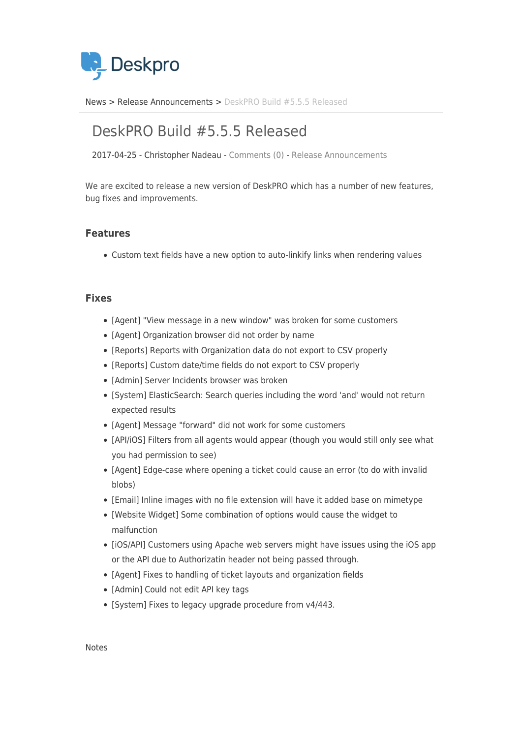Deskpro

News > Release Announcements > DeskPRO Build #5.5.5 Released

# DeskPRO Build #5.5.5 Released

2017-04-25 - Christopher Nadeau - Comments (0) - Release Announcements

We are excited to release a new version of DeskPRO which has a number of new features, bug fixes and improvements.

### Features

- Custom text fields have a new option to auto-linkify links when rendering values

### Fixes

- [Agent] "View message in a new window" was broken for some customers
- [Agent] Organization browser did not order by name
- [Reports] Reports with Organization data do not export to CSV properly
- [Reports] Custom date/time fields do not export to CSV properly
- [Admin] Server Incidents browser was broken
- [System] ElasticSearch: Search queries including the word 'and' would not return expected results
- [Agent] Message "forward" did not work for some customers
- [API/iOS] Filters from all agents would appear (though you would still only see what you had permission to see)
- [Agent] Edge-case where opening a ticket could cause an error (to do with invalid blobs)
- [Email] Inline images with no file extension will have it added base on mimetype
- [Website Widget] Some combination of options would cause the widget to malfunction
- [iOS/API] Customers using Apache web servers might have issues using the iOS app or the API due to Authorizatin header not being passed through.
- [Agent] Fixes to handling of ticket layouts and organization fields
- [Admin] Could not edit API key tags
- [System] Fixes to legacy upgrade procedure from v4/443.

Notes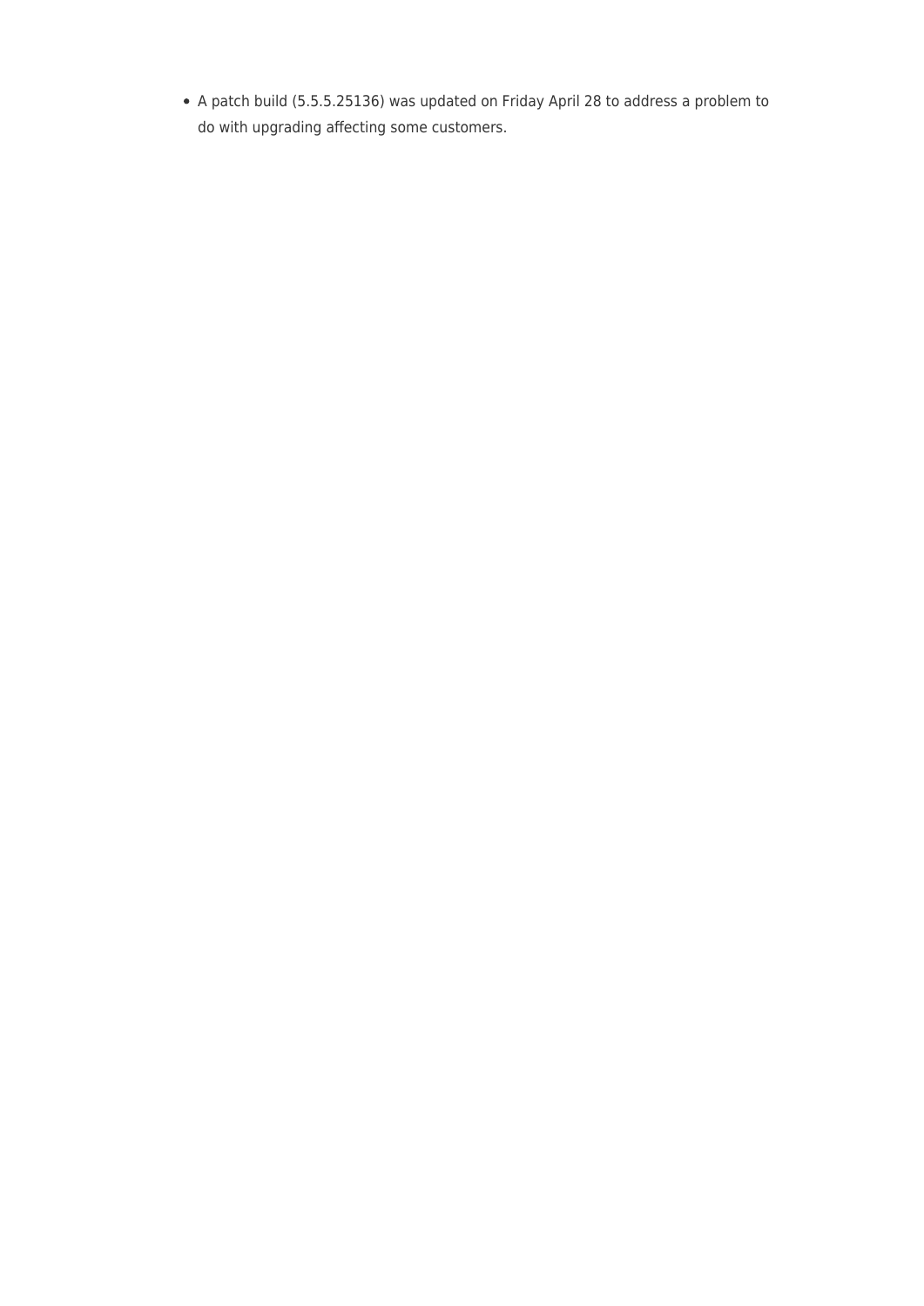- A patch build (5.5.5.25136) was updated on Friday April 28 to address a problem to do with upgrading affecting some customers.